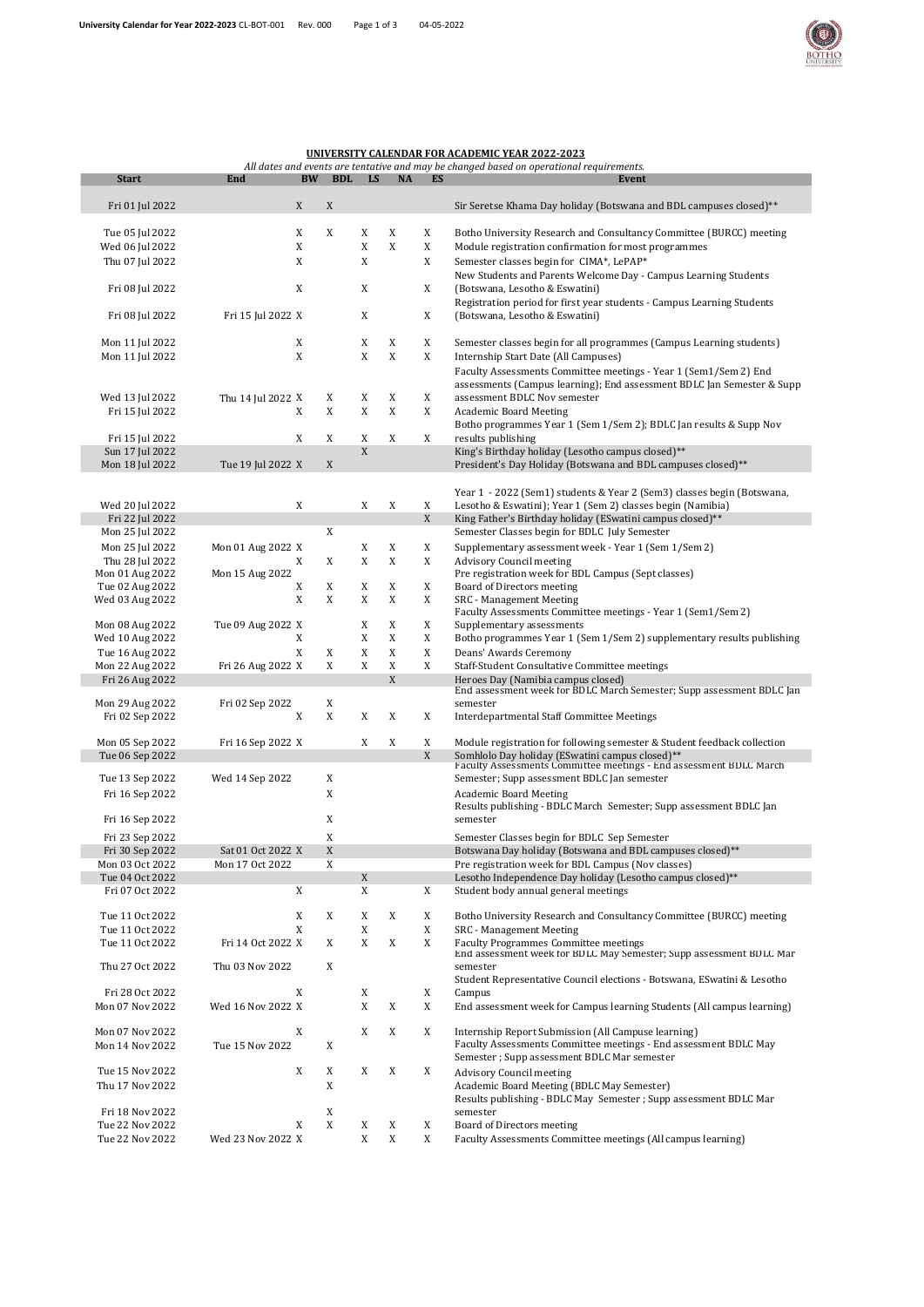## UNIVERSITY CALENDAR FOR ACADEMIC YEAR 2022-2023

*All dates and events are tentative and may be changed based on operational requirements.*

| Start | End | BW | BDL | LS | NA | ES | Event |
|---|---|---|---|---|---|---|---|
| Fri 01 Jul 2022 | | X | X | | | | Sir Seretse Khama Day holiday (Botswana and BDL campuses closed)** |
| Tue 05 Jul 2022 | | X | X | X | X | X | Botho University Research and Consultancy Committee (BURCC) meeting |
| Wed 06 Jul 2022 | | X | | X | X | X | Module registration confirmation for most programmes |
| Thu 07 Jul 2022 | | X | | X | | X | Semester classes begin for CIMA*, LePAP* |
| Fri 08 Jul 2022 | | X | | X | | X | New Students and Parents Welcome Day - Campus Learning Students (Botswana, Lesotho & Eswatini) |
| Fri 08 Jul 2022 | Fri 15 Jul 2022 | X | | X | | X | Registration period for first year students - Campus Learning Students (Botswana, Lesotho & Eswatini) |
| Mon 11 Jul 2022 | | X | | X | X | X | Semester classes begin for all programmes (Campus Learning students) |
| Mon 11 Jul 2022 | | X | | X | X | X | Internship Start Date (All Campuses) |
| Wed 13 Jul 2022 | Thu 14 Jul 2022 | X | X | X | X | X | Faculty Assessments Committee meetings - Year 1 (Sem1/Sem 2) End assessments (Campus learning); End assessment BDLC Jan Semester & Supp assessment BDLC Nov semester |
| Fri 15 Jul 2022 | | X | X | X | X | X | Academic Board Meeting |
| Fri 15 Jul 2022 | | X | X | X | X | X | Botho programmes Year 1 (Sem 1/Sem 2); BDLC Jan results & Supp Nov results publishing |
| Sun 17 Jul 2022 | | | | X | | | King's Birthday holiday (Lesotho campus closed)** |
| Mon 18 Jul 2022 | Tue 19 Jul 2022 | X | X | | | | President's Day Holiday (Botswana and BDL campuses closed)** |
| Wed 20 Jul 2022 | | X | | X | X | X | Year 1 - 2022 (Sem1) students & Year 2 (Sem3) classes begin (Botswana, Lesotho & Eswatini); Year 1 (Sem 2) classes begin (Namibia) |
| Fri 22 Jul 2022 | | | | | | X | King Father's Birthday holiday (ESwatini campus closed)** |
| Mon 25 Jul 2022 | | | X | | | | Semester Classes begin for BDLC July Semester |
| Mon 25 Jul 2022 | Mon 01 Aug 2022 | X | | X | X | X | Supplementary assessment week - Year 1 (Sem 1/Sem 2) |
| Thu 28 Jul 2022 | | X | X | X | X | X | Advisory Council meeting |
| Mon 01 Aug 2022 | Mon 15 Aug 2022 | | | | | | Pre registration week for BDL Campus (Sept classes) |
| Tue 02 Aug 2022 | | X | X | X | X | X | Board of Directors meeting |
| Wed 03 Aug 2022 | | X | X | X | X | X | SRC - Management Meeting |
| Mon 08 Aug 2022 | Tue 09 Aug 2022 | X | | X | X | X | Faculty Assessments Committee meetings - Year 1 (Sem1/Sem 2) Supplementary assessments |
| Wed 10 Aug 2022 | | X | | X | X | X | Botho programmes Year 1 (Sem 1/Sem 2) supplementary results publishing |
| Tue 16 Aug 2022 | | X | X | X | X | X | Deans' Awards Ceremony |
| Mon 22 Aug 2022 | Fri 26 Aug 2022 | X | X | X | X | X | Staff-Student Consultative Committee meetings |
| Fri 26 Aug 2022 | | | | | X | | Heroes Day (Namibia campus closed) |
| Mon 29 Aug 2022 | Fri 02 Sep 2022 | | X | | | | End assessment week for BDLC March Semester; Supp assessment BDLC Jan semester |
| Fri 02 Sep 2022 | | X | X | X | X | X | Interdepartmental Staff Committee Meetings |
| Mon 05 Sep 2022 | Fri 16 Sep 2022 | X | | X | X | | Module registration for following semester & Student feedback collection |
| Tue 06 Sep 2022 | | | | | | X | Somhlolo Day holiday (ESwatini campus closed)** |
| Tue 13 Sep 2022 | Wed 14 Sep 2022 | | X | | | | Faculty Assessments Committee meetings - End assessment BDLC March Semester; Supp assessment BDLC Jan semester |
| Fri 16 Sep 2022 | | | X | | | | Academic Board Meeting |
| Fri 16 Sep 2022 | | | X | | | | Results publishing - BDLC March Semester; Supp assessment BDLC Jan semester |
| Fri 23 Sep 2022 | | | X | | | | Semester Classes begin for BDLC Sep Semester |
| Fri 30 Sep 2022 | Sat 01 Oct 2022 | X | X | | | | Botswana Day holiday (Botswana and BDL campuses closed)** |
| Mon 03 Oct 2022 | Mon 17 Oct 2022 | | X | | | | Pre registration week for BDL Campus (Nov classes) |
| Tue 04 Oct 2022 | | | | X | | | Lesotho Independence Day holiday (Lesotho campus closed)** |
| Fri 07 Oct 2022 | | X | | X | | X | Student body annual general meetings |
| Tue 11 Oct 2022 | | X | X | X | X | X | Botho University Research and Consultancy Committee (BURCC) meeting |
| Tue 11 Oct 2022 | | X | | X | | X | SRC - Management Meeting |
| Tue 11 Oct 2022 | Fri 14 Oct 2022 | X | X | X | X | X | Faculty Programmes Committee meetings |
| Thu 27 Oct 2022 | Thu 03 Nov 2022 | | X | | | | End assessment week for BDLC May Semester; Supp assessment BDLC Mar semester |
| Fri 28 Oct 2022 | | X | | X | | X | Student Representative Council elections - Botswana, ESwatini & Lesotho Campus |
| Mon 07 Nov 2022 | Wed 16 Nov 2022 | X | | X | X | X | End assessment week for Campus learning Students (All campus learning) |
| Mon 07 Nov 2022 | | X | | X | X | X | Internship Report Submission (All Campuse learning) |
| Mon 14 Nov 2022 | Tue 15 Nov 2022 | | X | | | | Faculty Assessments Committee meetings - End assessment BDLC May Semester ; Supp assessment BDLC Mar semester |
| Tue 15 Nov 2022 | | X | X | X | X | X | Advisory Council meeting |
| Thu 17 Nov 2022 | | | X | | | | Academic Board Meeting (BDLC May Semester) |
| Fri 18 Nov 2022 | | | X | | | | Results publishing - BDLC May Semester ; Supp assessment BDLC Mar semester |
| Tue 22 Nov 2022 | | X | X | X | X | X | Board of Directors meeting |
| Tue 22 Nov 2022 | Wed 23 Nov 2022 | X | | X | X | X | Faculty Assessments Committee meetings (All campus learning) |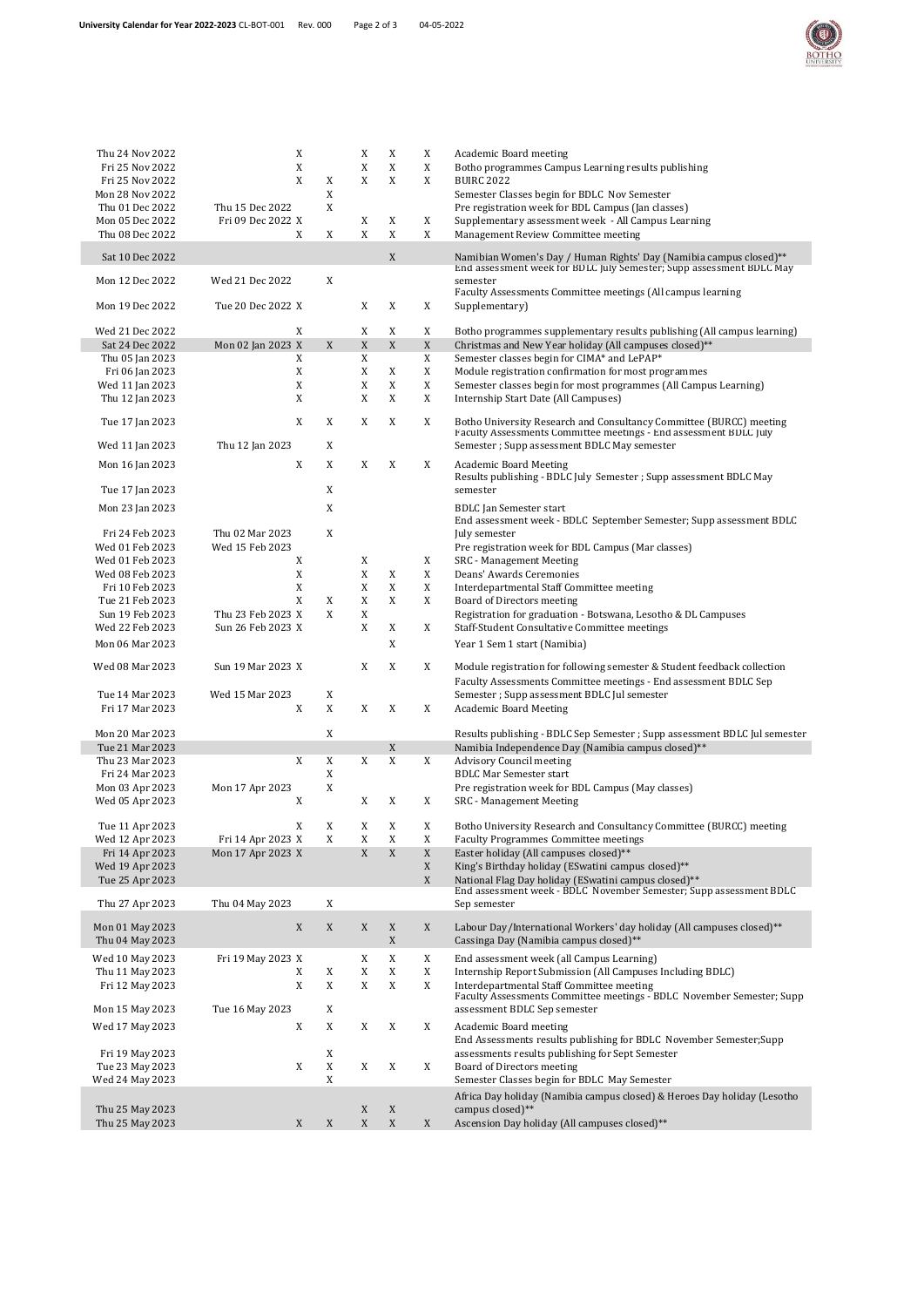| | | | | | | | |
|---|---|---|---|---|---|---|---|
| Thu 24 Nov 2022 | | X | | X | X | X | Academic Board meeting |
| Fri 25 Nov 2022 | | X | | X | X | X | Botho programmes Campus Learning results publishing |
| Fri 25 Nov 2022 | | X | X | X | X | X | BUIRC 2022 |
| Mon 28 Nov 2022 | | | X | | | | Semester Classes begin for BDLC Nov Semester |
| Thu 01 Dec 2022 | Thu 15 Dec 2022 | | X | | | | Pre registration week for BDL Campus (Jan classes) |
| Mon 05 Dec 2022 | Fri 09 Dec 2022 | X | | X | X | X | Supplementary assessment week - All Campus Learning |
| Thu 08 Dec 2022 | | X | X | X | X | X | Management Review Committee meeting |
| Sat 10 Dec 2022 | | | | | X | | Namibian Women's Day / Human Rights' Day (Namibia campus closed)** |
| Mon 12 Dec 2022 | Wed 21 Dec 2022 | | X | | | | End assessment week for BDLC July Semester; Supp assessment BDLC May semester |
| Mon 19 Dec 2022 | Tue 20 Dec 2022 | X | | X | X | X | Faculty Assessments Committee meetings (All campus learning Supplementary) |
| Wed 21 Dec 2022 | | X | | X | X | X | Botho programmes supplementary results publishing (All campus learning) |
| Sat 24 Dec 2022 | Mon 02 Jan 2023 | X | X | X | X | X | Christmas and New Year holiday (All campuses closed)** |
| Thu 05 Jan 2023 | | X | | X | | X | Semester classes begin for CIMA* and LePAP* |
| Fri 06 Jan 2023 | | X | | X | X | X | Module registration confirmation for most programmes |
| Wed 11 Jan 2023 | | X | | X | X | X | Semester classes begin for most programmes (All Campus Learning) |
| Thu 12 Jan 2023 | | X | | X | X | X | Internship Start Date (All Campuses) |
| Tue 17 Jan 2023 | | X | X | X | X | X | Botho University Research and Consultancy Committee (BURCC) meeting |
| Wed 11 Jan 2023 | Thu 12 Jan 2023 | | X | | | | Faculty Assessments Committee meetings - End assessment BDLC July Semester ; Supp assessment BDLC May semester |
| Mon 16 Jan 2023 | | X | X | X | X | X | Academic Board Meeting |
| Tue 17 Jan 2023 | | | X | | | | Results publishing - BDLC July Semester ; Supp assessment BDLC May semester |
| Mon 23 Jan 2023 | | | X | | | | BDLC Jan Semester start |
| Fri 24 Feb 2023 | Thu 02 Mar 2023 | | X | | | | End assessment week - BDLC September Semester; Supp assessment BDLC July semester |
| Wed 01 Feb 2023 | Wed 15 Feb 2023 | | | | | | Pre registration week for BDL Campus (Mar classes) |
| Wed 01 Feb 2023 | | X | | X | | X | SRC - Management Meeting |
| Wed 08 Feb 2023 | | X | | X | X | X | Deans' Awards Ceremonies |
| Fri 10 Feb 2023 | | X | | X | X | X | Interdepartmental Staff Committee meeting |
| Tue 21 Feb 2023 | | X | X | X | X | X | Board of Directors meeting |
| Sun 19 Feb 2023 | Thu 23 Feb 2023 | X | X | X | | | Registration for graduation - Botswana, Lesotho & DL Campuses |
| Wed 22 Feb 2023 | Sun 26 Feb 2023 | X | | X | X | X | Staff-Student Consultative Committee meetings |
| Mon 06 Mar 2023 | | | | | X | | Year 1 Sem 1 start (Namibia) |
| Wed 08 Mar 2023 | Sun 19 Mar 2023 | X | | X | X | X | Module registration for following semester & Student feedback collection |
| Tue 14 Mar 2023 | Wed 15 Mar 2023 | | X | | | | Faculty Assessments Committee meetings - End assessment BDLC Sep Semester ; Supp assessment BDLC Jul semester |
| Fri 17 Mar 2023 | | X | X | X | X | X | Academic Board Meeting |
| Mon 20 Mar 2023 | | | X | | | | Results publishing - BDLC Sep Semester ; Supp assessment BDLC Jul semester |
| Tue 21 Mar 2023 | | | | | X | | Namibia Independence Day (Namibia campus closed)** |
| Thu 23 Mar 2023 | | X | | X | X | X | Advisory Council meeting |
| Fri 24 Mar 2023 | | | X | | | | BDLC Mar Semester start |
| Mon 03 Apr 2023 | Mon 17 Apr 2023 | | X | | | | Pre registration week for BDL Campus (May classes) |
| Wed 05 Apr 2023 | | X | | X | X | X | SRC - Management Meeting |
| Tue 11 Apr 2023 | | X | X | X | X | X | Botho University Research and Consultancy Committee (BURCC) meeting |
| Wed 12 Apr 2023 | Fri 14 Apr 2023 | X | X | X | X | X | Faculty Programmes Committee meetings |
| Fri 14 Apr 2023 | Mon 17 Apr 2023 | X | | X | X | X | Easter holiday (All campuses closed)** |
| Wed 19 Apr 2023 | | | | | | X | King's Birthday holiday (ESwatini campus closed)** |
| Tue 25 Apr 2023 | | | | | | X | National Flag Day holiday (ESwatini campus closed)** |
| Thu 27 Apr 2023 | Thu 04 May 2023 | | X | | | | End assessment week - BDLC November Semester; Supp assessment BDLC Sep semester |
| Mon 01 May 2023 | | X | X | X | X | X | Labour Day/International Workers' day holiday (All campuses closed)** |
| Thu 04 May 2023 | | | | | X | | Cassinga Day (Namibia campus closed)** |
| Wed 10 May 2023 | Fri 19 May 2023 | X | | X | X | X | End assessment week (all Campus Learning) |
| Thu 11 May 2023 | | X | X | X | X | X | Internship Report Submission (All Campuses Including BDLC) |
| Fri 12 May 2023 | | X | X | X | X | X | Interdepartmental Staff Committee meeting |
| Mon 15 May 2023 | Tue 16 May 2023 | | X | | | | Faculty Assessments Committee meetings - BDLC November Semester; Supp assessment BDLC Sep semester |
| Wed 17 May 2023 | | X | X | X | X | X | Academic Board meeting |
| Fri 19 May 2023 | | | X | | | | End Assessments results publishing for BDLC November Semester;Supp assessments results publishing for Sept Semester |
| Tue 23 May 2023 | | X | X | X | X | X | Board of Directors meeting |
| Wed 24 May 2023 | | | X | | | | Semester Classes begin for BDLC May Semester |
| Thu 25 May 2023 | | | | X | X | | Africa Day holiday (Namibia campus closed) & Heroes Day holiday (Lesotho campus closed)** |
| Thu 25 May 2023 | | X | X | X | X | X | Ascension Day holiday (All campuses closed)** |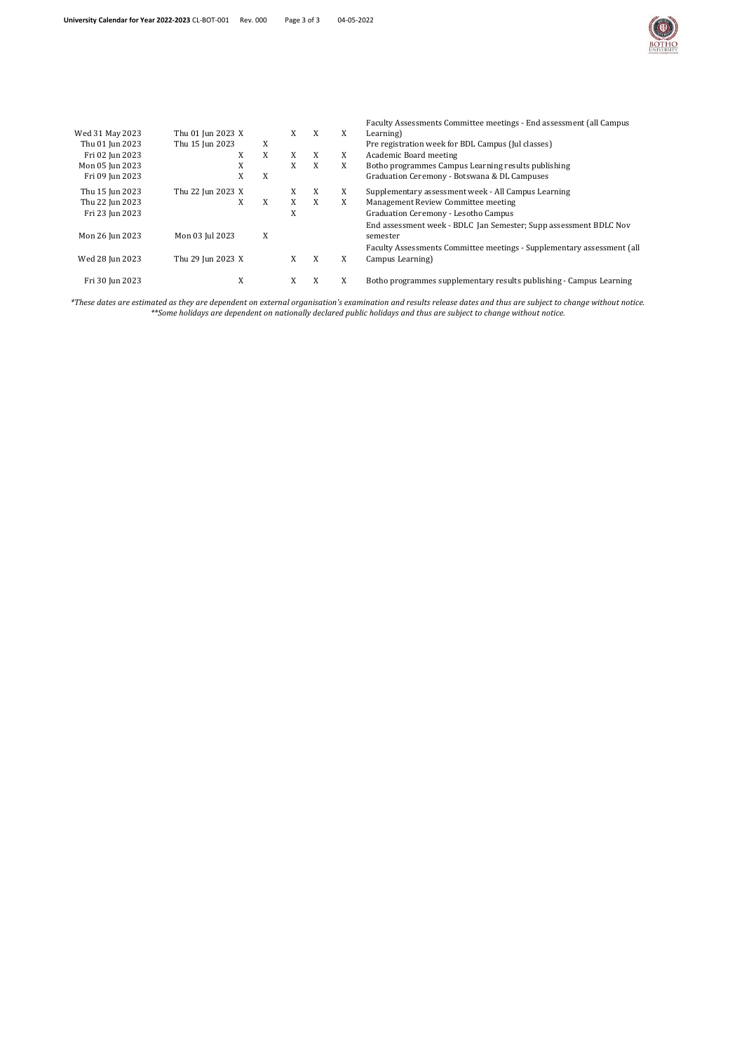| | | | | | | | |
|---|---|---|---|---|---|---|---|
| Wed 31 May 2023 | Thu 01 Jun 2023 | X | | X | X | X | Faculty Assessments Committee meetings - End assessment (all Campus Learning) |
| Thu 01 Jun 2023 | Thu 15 Jun 2023 | | X | | | | Pre registration week for BDL Campus (Jul classes) |
| Fri 02 Jun 2023 | | X | X | X | X | X | Academic Board meeting |
| Mon 05 Jun 2023 | | X | | X | X | X | Botho programmes Campus Learning results publishing |
| Fri 09 Jun 2023 | | X | X | | | | Graduation Ceremony - Botswana & DL Campuses |
| Thu 15 Jun 2023 | Thu 22 Jun 2023 | X | | X | X | X | Supplementary assessment week - All Campus Learning |
| Thu 22 Jun 2023 | | X | X | X | X | X | Management Review Committee meeting |
| Fri 23 Jun 2023 | | | | X | | | Graduation Ceremony - Lesotho Campus |
| Mon 26 Jun 2023 | Mon 03 Jul 2023 | | X | | | | End assessment week - BDLC Jan Semester; Supp assessment BDLC Nov semester |
| Wed 28 Jun 2023 | Thu 29 Jun 2023 | X | | X | X | X | Faculty Assessments Committee meetings - Supplementary assessment (all Campus Learning) |
| Fri 30 Jun 2023 | | X | | X | X | X | Botho programmes supplementary results publishing - Campus Learning |

*\*These dates are estimated as they are dependent on external organisation's examination and results release dates and thus are subject to change without notice.*
*\*\*Some holidays are dependent on nationally declared public holidays and thus are subject to change without notice.*